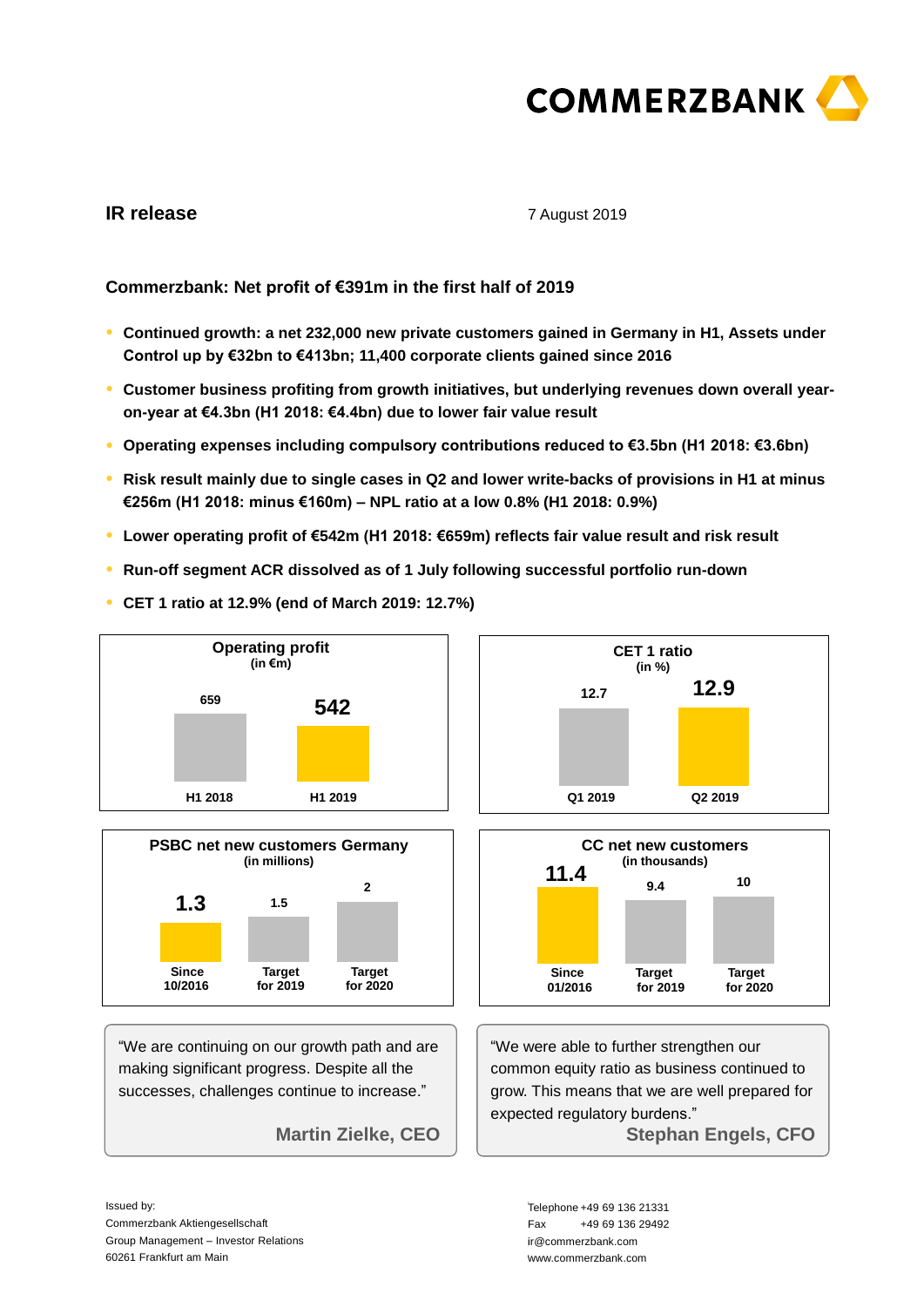COMMERZBANK

**IR release**

7 August 2019

## Commerzbank: Net profit of €391m in the first half of 2019

- **Continued growth: a net 232,000 new private customers gained in Germany in H1, Assets under Control up by €32bn to €413bn; 11,400 corporate clients gained since 2016**
- **Customer business profiting from growth initiatives, but underlying revenues down overall year-on-year at €4.3bn (H1 2018: €4.4bn) due to lower fair value result**
- **Operating expenses including compulsory contributions reduced to €3.5bn (H1 2018: €3.6bn)**
- **Risk result mainly due to single cases in Q2 and lower write-backs of provisions in H1 at minus €256m (H1 2018: minus €160m) – NPL ratio at a low 0.8% (H1 2018: 0.9%)**
- **Lower operating profit of €542m (H1 2018: €659m) reflects fair value result and risk result**
- **Run-off segment ACR dissolved as of 1 July following successful portfolio run-down**
- **CET 1 ratio at 12.9% (end of March 2019: 12.7%)**

**Operating profit** (in €m)

| H1 2018 | H1 2019 |
|---|---|
| 659 | 542 |

**CET 1 ratio** (in %)

| Q1 2019 | Q2 2019 |
|---|---|
| 12.7 | 12.9 |

**PSBC net new customers Germany** (in millions)

| Since 10/2016 | Target for 2019 | Target for 2020 |
|---|---|---|
| 1.3 | 1.5 | 2 |

**CC net new customers** (in thousands)

| Since 01/2016 | Target for 2019 | Target for 2020 |
|---|---|---|
| 11.4 | 9.4 | 10 |

"We are continuing on our growth path and are making significant progress. Despite all the successes, challenges continue to increase."

**Martin Zielke, CEO**

"We were able to further strengthen our common equity ratio as business continued to grow. This means that we are well prepared for expected regulatory burdens."

**Stephan Engels, CFO**

Issued by:
Commerzbank Aktiengesellschaft
Group Management – Investor Relations
60261 Frankfurt am Main

Telephone +49 69 136 21331
Fax +49 69 136 29492
ir@commerzbank.com
www.commerzbank.com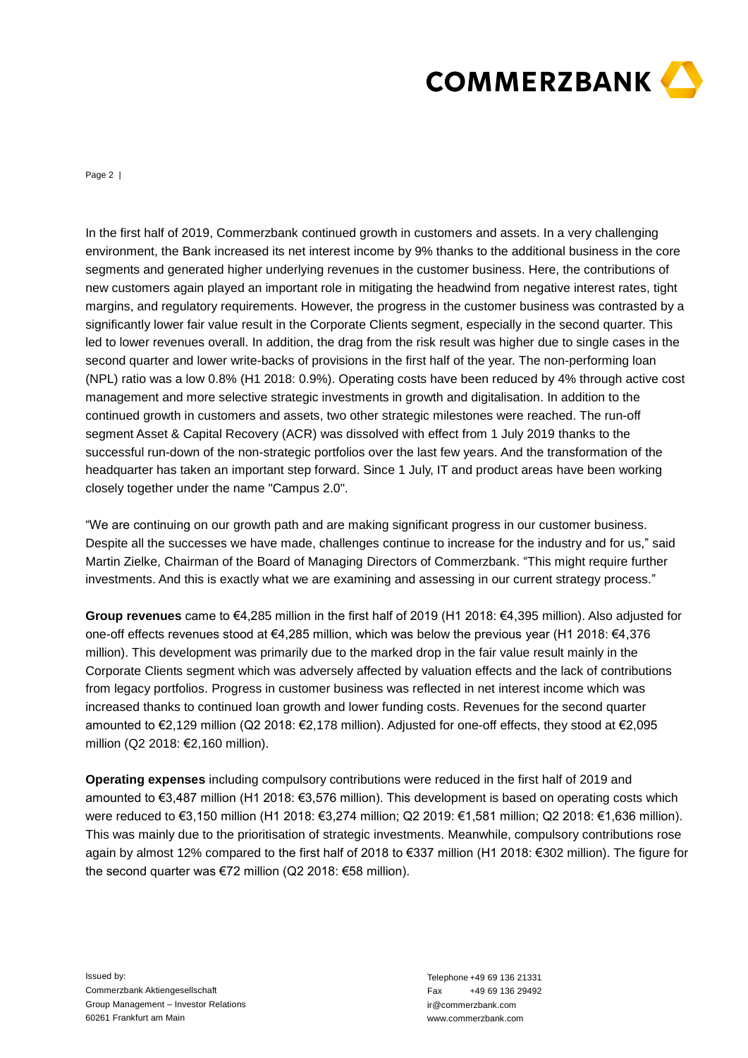In the first half of 2019, Commerzbank continued growth in customers and assets. In a very challenging environment, the Bank increased its net interest income by 9% thanks to the additional business in the core segments and generated higher underlying revenues in the customer business. Here, the contributions of new customers again played an important role in mitigating the headwind from negative interest rates, tight margins, and regulatory requirements. However, the progress in the customer business was contrasted by a significantly lower fair value result in the Corporate Clients segment, especially in the second quarter. This led to lower revenues overall. In addition, the drag from the risk result was higher due to single cases in the second quarter and lower write-backs of provisions in the first half of the year. The non-performing loan (NPL) ratio was a low 0.8% (H1 2018: 0.9%). Operating costs have been reduced by 4% through active cost management and more selective strategic investments in growth and digitalisation. In addition to the continued growth in customers and assets, two other strategic milestones were reached. The run-off segment Asset & Capital Recovery (ACR) was dissolved with effect from 1 July 2019 thanks to the successful run-down of the non-strategic portfolios over the last few years. And the transformation of the headquarter has taken an important step forward. Since 1 July, IT and product areas have been working closely together under the name "Campus 2.0".

"We are continuing on our growth path and are making significant progress in our customer business. Despite all the successes we have made, challenges continue to increase for the industry and for us," said Martin Zielke, Chairman of the Board of Managing Directors of Commerzbank. "This might require further investments. And this is exactly what we are examining and assessing in our current strategy process."

**Group revenues** came to €4,285 million in the first half of 2019 (H1 2018: €4,395 million). Also adjusted for one-off effects revenues stood at €4,285 million, which was below the previous year (H1 2018: €4,376 million). This development was primarily due to the marked drop in the fair value result mainly in the Corporate Clients segment which was adversely affected by valuation effects and the lack of contributions from legacy portfolios. Progress in customer business was reflected in net interest income which was increased thanks to continued loan growth and lower funding costs. Revenues for the second quarter amounted to €2,129 million (Q2 2018: €2,178 million). Adjusted for one-off effects, they stood at €2,095 million (Q2 2018: €2,160 million).

**Operating expenses** including compulsory contributions were reduced in the first half of 2019 and amounted to €3,487 million (H1 2018: €3,576 million). This development is based on operating costs which were reduced to €3,150 million (H1 2018: €3,274 million; Q2 2019: €1,581 million; Q2 2018: €1,636 million). This was mainly due to the prioritisation of strategic investments. Meanwhile, compulsory contributions rose again by almost 12% compared to the first half of 2018 to €337 million (H1 2018: €302 million). The figure for the second quarter was €72 million (Q2 2018: €58 million).

Issued by:
Commerzbank Aktiengesellschaft
Group Management – Investor Relations
60261 Frankfurt am Main

Telephone +49 69 136 21331
Fax +49 69 136 29492
ir@commerzbank.com
www.commerzbank.com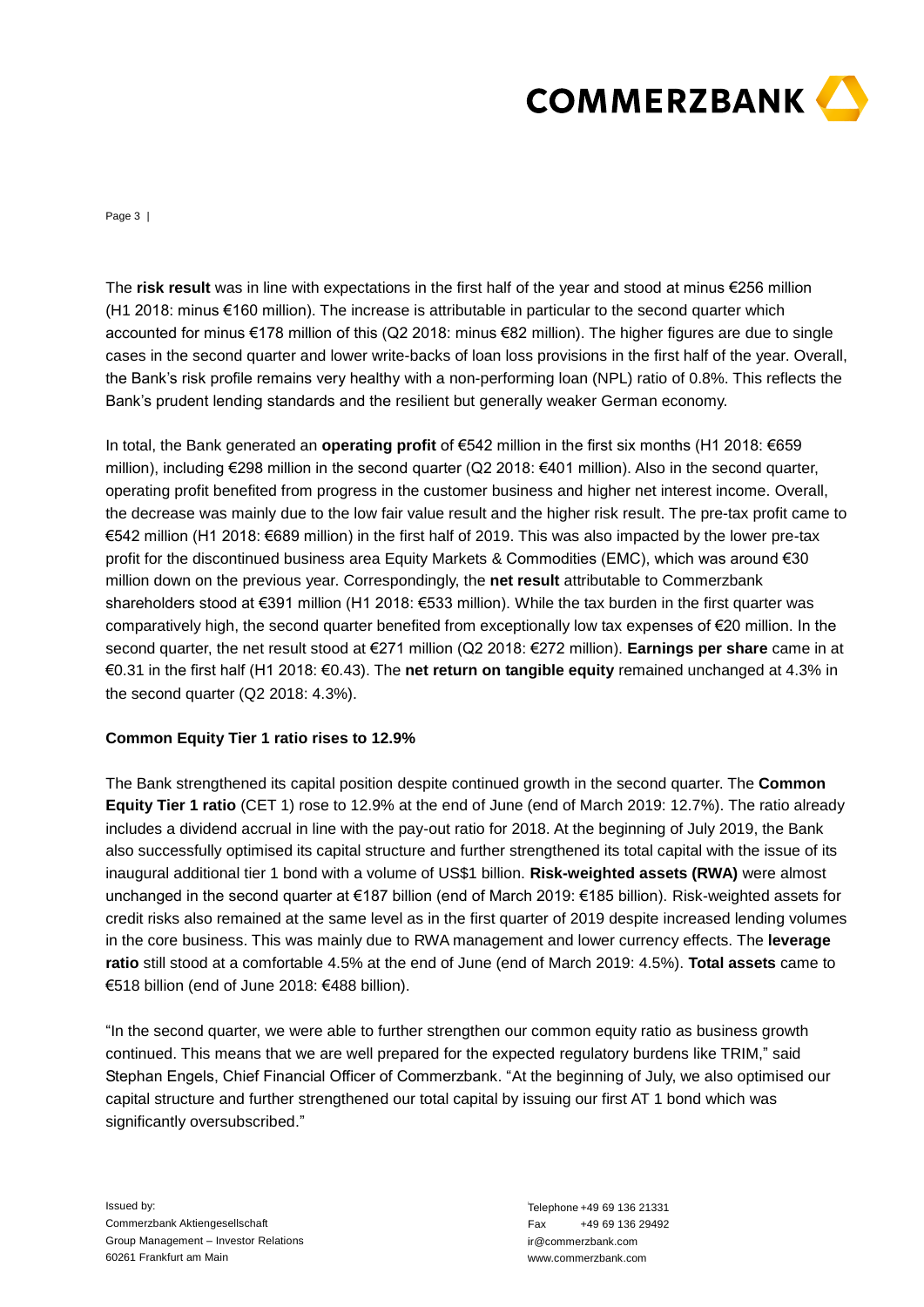The **risk result** was in line with expectations in the first half of the year and stood at minus €256 million (H1 2018: minus €160 million). The increase is attributable in particular to the second quarter which accounted for minus €178 million of this (Q2 2018: minus €82 million). The higher figures are due to single cases in the second quarter and lower write-backs of loan loss provisions in the first half of the year. Overall, the Bank's risk profile remains very healthy with a non-performing loan (NPL) ratio of 0.8%. This reflects the Bank's prudent lending standards and the resilient but generally weaker German economy.

In total, the Bank generated an **operating profit** of €542 million in the first six months (H1 2018: €659 million), including €298 million in the second quarter (Q2 2018: €401 million). Also in the second quarter, operating profit benefited from progress in the customer business and higher net interest income. Overall, the decrease was mainly due to the low fair value result and the higher risk result. The pre-tax profit came to €542 million (H1 2018: €689 million) in the first half of 2019. This was also impacted by the lower pre-tax profit for the discontinued business area Equity Markets & Commodities (EMC), which was around €30 million down on the previous year. Correspondingly, the **net result** attributable to Commerzbank shareholders stood at €391 million (H1 2018: €533 million). While the tax burden in the first quarter was comparatively high, the second quarter benefited from exceptionally low tax expenses of €20 million. In the second quarter, the net result stood at €271 million (Q2 2018: €272 million). **Earnings per share** came in at €0.31 in the first half (H1 2018: €0.43). The **net return on tangible equity** remained unchanged at 4.3% in the second quarter (Q2 2018: 4.3%).

**Common Equity Tier 1 ratio rises to 12.9%**

The Bank strengthened its capital position despite continued growth in the second quarter. The **Common Equity Tier 1 ratio** (CET 1) rose to 12.9% at the end of June (end of March 2019: 12.7%). The ratio already includes a dividend accrual in line with the pay-out ratio for 2018. At the beginning of July 2019, the Bank also successfully optimised its capital structure and further strengthened its total capital with the issue of its inaugural additional tier 1 bond with a volume of US$1 billion. **Risk-weighted assets (RWA)** were almost unchanged in the second quarter at €187 billion (end of March 2019: €185 billion). Risk-weighted assets for credit risks also remained at the same level as in the first quarter of 2019 despite increased lending volumes in the core business. This was mainly due to RWA management and lower currency effects. The **leverage ratio** still stood at a comfortable 4.5% at the end of June (end of March 2019: 4.5%). **Total assets** came to €518 billion (end of June 2018: €488 billion).

"In the second quarter, we were able to further strengthen our common equity ratio as business growth continued. This means that we are well prepared for the expected regulatory burdens like TRIM," said Stephan Engels, Chief Financial Officer of Commerzbank. "At the beginning of July, we also optimised our capital structure and further strengthened our total capital by issuing our first AT 1 bond which was significantly oversubscribed."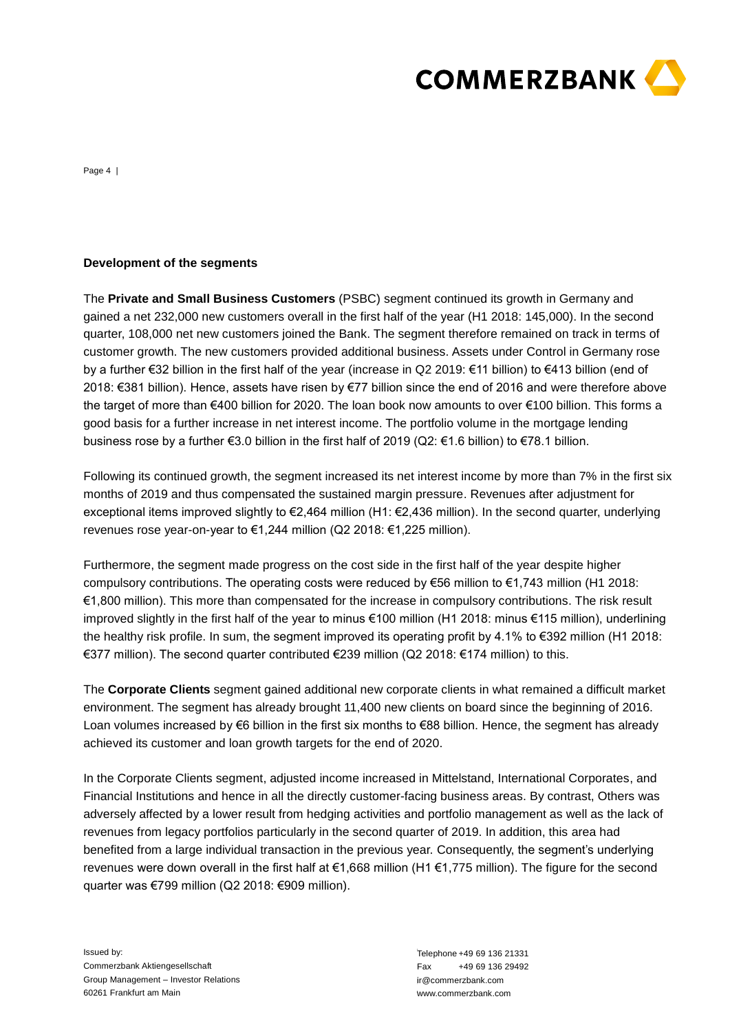**Development of the segments**

The **Private and Small Business Customers** (PSBC) segment continued its growth in Germany and gained a net 232,000 new customers overall in the first half of the year (H1 2018: 145,000). In the second quarter, 108,000 net new customers joined the Bank. The segment therefore remained on track in terms of customer growth. The new customers provided additional business. Assets under Control in Germany rose by a further €32 billion in the first half of the year (increase in Q2 2019: €11 billion) to €413 billion (end of 2018: €381 billion). Hence, assets have risen by €77 billion since the end of 2016 and were therefore above the target of more than €400 billion for 2020. The loan book now amounts to over €100 billion. This forms a good basis for a further increase in net interest income. The portfolio volume in the mortgage lending business rose by a further €3.0 billion in the first half of 2019 (Q2: €1.6 billion) to €78.1 billion.

Following its continued growth, the segment increased its net interest income by more than 7% in the first six months of 2019 and thus compensated the sustained margin pressure. Revenues after adjustment for exceptional items improved slightly to €2,464 million (H1: €2,436 million). In the second quarter, underlying revenues rose year-on-year to €1,244 million (Q2 2018: €1,225 million).

Furthermore, the segment made progress on the cost side in the first half of the year despite higher compulsory contributions. The operating costs were reduced by €56 million to €1,743 million (H1 2018: €1,800 million). This more than compensated for the increase in compulsory contributions. The risk result improved slightly in the first half of the year to minus €100 million (H1 2018: minus €115 million), underlining the healthy risk profile. In sum, the segment improved its operating profit by 4.1% to €392 million (H1 2018: €377 million). The second quarter contributed €239 million (Q2 2018: €174 million) to this.

The **Corporate Clients** segment gained additional new corporate clients in what remained a difficult market environment. The segment has already brought 11,400 new clients on board since the beginning of 2016. Loan volumes increased by €6 billion in the first six months to €88 billion. Hence, the segment has already achieved its customer and loan growth targets for the end of 2020.

In the Corporate Clients segment, adjusted income increased in Mittelstand, International Corporates, and Financial Institutions and hence in all the directly customer-facing business areas. By contrast, Others was adversely affected by a lower result from hedging activities and portfolio management as well as the lack of revenues from legacy portfolios particularly in the second quarter of 2019. In addition, this area had benefited from a large individual transaction in the previous year. Consequently, the segment's underlying revenues were down overall in the first half at €1,668 million (H1 €1,775 million). The figure for the second quarter was €799 million (Q2 2018: €909 million).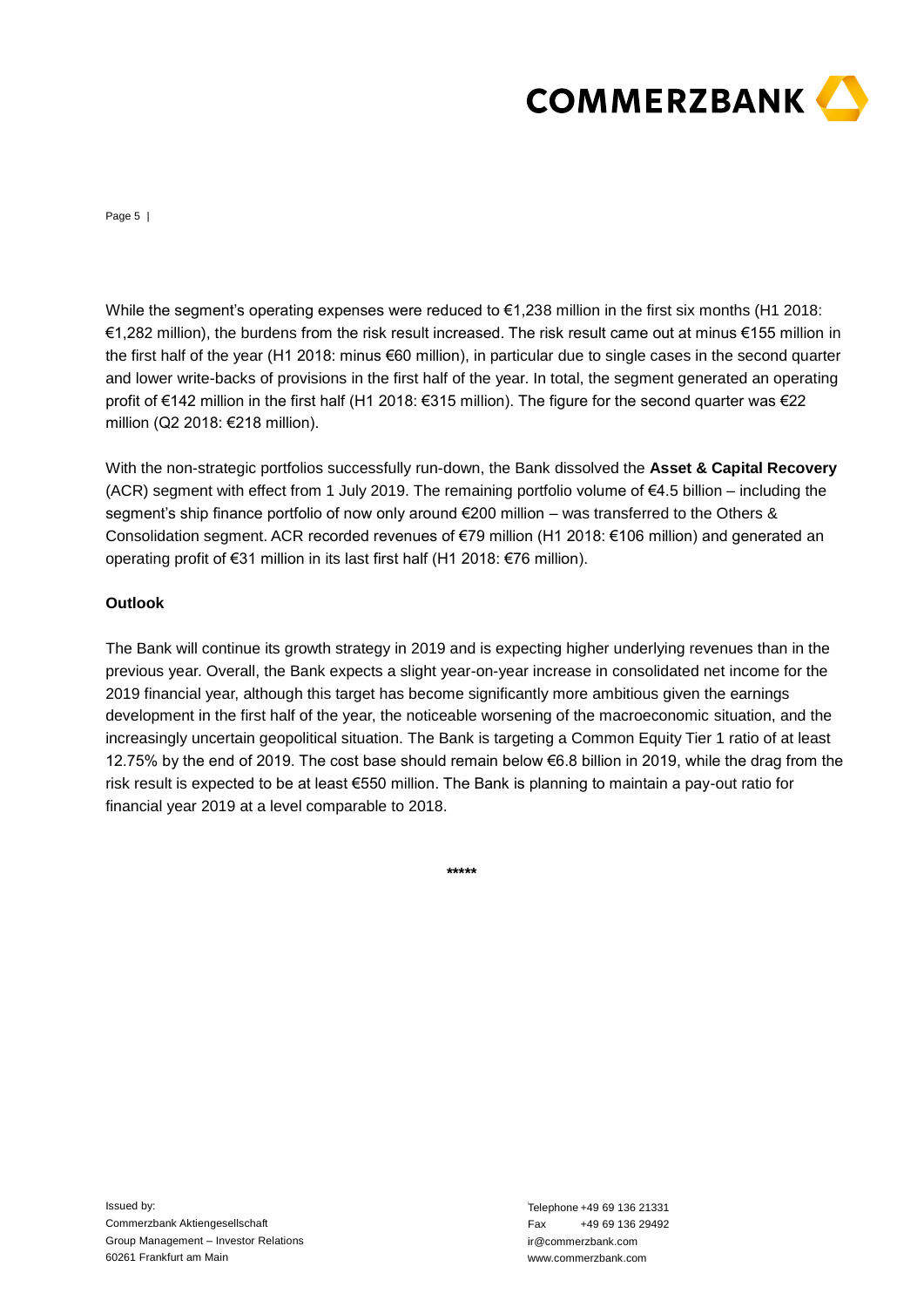While the segment's operating expenses were reduced to €1,238 million in the first six months (H1 2018: €1,282 million), the burdens from the risk result increased. The risk result came out at minus €155 million in the first half of the year (H1 2018: minus €60 million), in particular due to single cases in the second quarter and lower write-backs of provisions in the first half of the year. In total, the segment generated an operating profit of €142 million in the first half (H1 2018: €315 million). The figure for the second quarter was €22 million (Q2 2018: €218 million).

With the non-strategic portfolios successfully run-down, the Bank dissolved the **Asset & Capital Recovery** (ACR) segment with effect from 1 July 2019. The remaining portfolio volume of €4.5 billion – including the segment's ship finance portfolio of now only around €200 million – was transferred to the Others & Consolidation segment. ACR recorded revenues of €79 million (H1 2018: €106 million) and generated an operating profit of €31 million in its last first half (H1 2018: €76 million).

**Outlook**

The Bank will continue its growth strategy in 2019 and is expecting higher underlying revenues than in the previous year. Overall, the Bank expects a slight year-on-year increase in consolidated net income for the 2019 financial year, although this target has become significantly more ambitious given the earnings development in the first half of the year, the noticeable worsening of the macroeconomic situation, and the increasingly uncertain geopolitical situation. The Bank is targeting a Common Equity Tier 1 ratio of at least 12.75% by the end of 2019. The cost base should remain below €6.8 billion in 2019, while the drag from the risk result is expected to be at least €550 million. The Bank is planning to maintain a pay-out ratio for financial year 2019 at a level comparable to 2018.

*****

Issued by:
Commerzbank Aktiengesellschaft
Group Management – Investor Relations
60261 Frankfurt am Main

Telephone +49 69 136 21331
Fax +49 69 136 29492
ir@commerzbank.com
www.commerzbank.com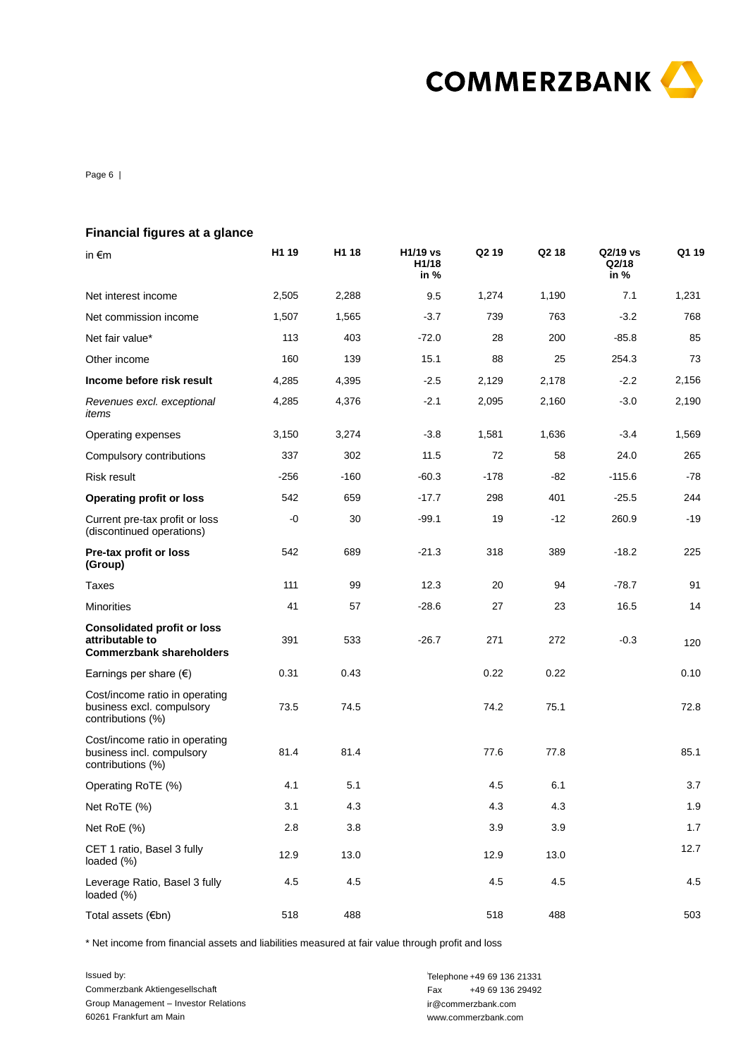## Financial figures at a glance

| in €m | H1 19 | H1 18 | H1/19 vs H1/18 in % | Q2 19 | Q2 18 | Q2/19 vs Q2/18 in % | Q1 19 |
|---|---|---|---|---|---|---|---|
| Net interest income | 2,505 | 2,288 | 9.5 | 1,274 | 1,190 | 7.1 | 1,231 |
| Net commission income | 1,507 | 1,565 | -3.7 | 739 | 763 | -3.2 | 768 |
| Net fair value* | 113 | 403 | -72.0 | 28 | 200 | -85.8 | 85 |
| Other income | 160 | 139 | 15.1 | 88 | 25 | 254.3 | 73 |
| **Income before risk result** | 4,285 | 4,395 | -2.5 | 2,129 | 2,178 | -2.2 | 2,156 |
| *Revenues excl. exceptional items* | 4,285 | 4,376 | -2.1 | 2,095 | 2,160 | -3.0 | 2,190 |
| Operating expenses | 3,150 | 3,274 | -3.8 | 1,581 | 1,636 | -3.4 | 1,569 |
| Compulsory contributions | 337 | 302 | 11.5 | 72 | 58 | 24.0 | 265 |
| Risk result | -256 | -160 | -60.3 | -178 | -82 | -115.6 | -78 |
| **Operating profit or loss** | 542 | 659 | -17.7 | 298 | 401 | -25.5 | 244 |
| Current pre-tax profit or loss (discontinued operations) | -0 | 30 | -99.1 | 19 | -12 | 260.9 | -19 |
| **Pre-tax profit or loss (Group)** | 542 | 689 | -21.3 | 318 | 389 | -18.2 | 225 |
| Taxes | 111 | 99 | 12.3 | 20 | 94 | -78.7 | 91 |
| Minorities | 41 | 57 | -28.6 | 27 | 23 | 16.5 | 14 |
| **Consolidated profit or loss attributable to Commerzbank shareholders** | 391 | 533 | -26.7 | 271 | 272 | -0.3 | 120 |
| Earnings per share (€) | 0.31 | 0.43 | | 0.22 | 0.22 | | 0.10 |
| Cost/income ratio in operating business excl. compulsory contributions (%) | 73.5 | 74.5 | | 74.2 | 75.1 | | 72.8 |
| Cost/income ratio in operating business incl. compulsory contributions (%) | 81.4 | 81.4 | | 77.6 | 77.8 | | 85.1 |
| Operating RoTE (%) | 4.1 | 5.1 | | 4.5 | 6.1 | | 3.7 |
| Net RoTE (%) | 3.1 | 4.3 | | 4.3 | 4.3 | | 1.9 |
| Net RoE (%) | 2.8 | 3.8 | | 3.9 | 3.9 | | 1.7 |
| CET 1 ratio, Basel 3 fully loaded (%) | 12.9 | 13.0 | | 12.9 | 13.0 | | 12.7 |
| Leverage Ratio, Basel 3 fully loaded (%) | 4.5 | 4.5 | | 4.5 | 4.5 | | 4.5 |
| Total assets (€bn) | 518 | 488 | | 518 | 488 | | 503 |

* Net income from financial assets and liabilities measured at fair value through profit and loss

Issued by:
Commerzbank Aktiengesellschaft
Group Management – Investor Relations
60261 Frankfurt am Main

Telephone +49 69 136 21331
Fax +49 69 136 29492
ir@commerzbank.com
www.commerzbank.com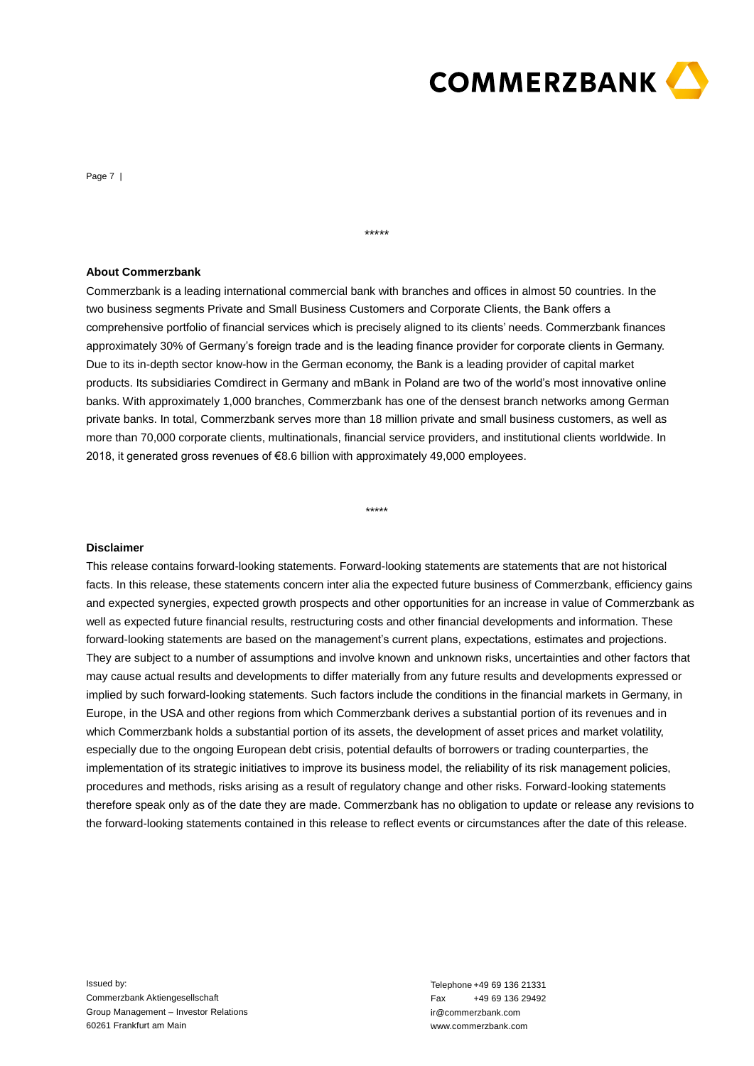\*\*\*\*\*

**About Commerzbank**

Commerzbank is a leading international commercial bank with branches and offices in almost 50 countries. In the two business segments Private and Small Business Customers and Corporate Clients, the Bank offers a comprehensive portfolio of financial services which is precisely aligned to its clients' needs. Commerzbank finances approximately 30% of Germany's foreign trade and is the leading finance provider for corporate clients in Germany. Due to its in-depth sector know-how in the German economy, the Bank is a leading provider of capital market products. Its subsidiaries Comdirect in Germany and mBank in Poland are two of the world's most innovative online banks. With approximately 1,000 branches, Commerzbank has one of the densest branch networks among German private banks. In total, Commerzbank serves more than 18 million private and small business customers, as well as more than 70,000 corporate clients, multinationals, financial service providers, and institutional clients worldwide. In 2018, it generated gross revenues of €8.6 billion with approximately 49,000 employees.

\*\*\*\*\*

**Disclaimer**

This release contains forward-looking statements. Forward-looking statements are statements that are not historical facts. In this release, these statements concern inter alia the expected future business of Commerzbank, efficiency gains and expected synergies, expected growth prospects and other opportunities for an increase in value of Commerzbank as well as expected future financial results, restructuring costs and other financial developments and information. These forward-looking statements are based on the management's current plans, expectations, estimates and projections. They are subject to a number of assumptions and involve known and unknown risks, uncertainties and other factors that may cause actual results and developments to differ materially from any future results and developments expressed or implied by such forward-looking statements. Such factors include the conditions in the financial markets in Germany, in Europe, in the USA and other regions from which Commerzbank derives a substantial portion of its revenues and in which Commerzbank holds a substantial portion of its assets, the development of asset prices and market volatility, especially due to the ongoing European debt crisis, potential defaults of borrowers or trading counterparties, the implementation of its strategic initiatives to improve its business model, the reliability of its risk management policies, procedures and methods, risks arising as a result of regulatory change and other risks. Forward-looking statements therefore speak only as of the date they are made. Commerzbank has no obligation to update or release any revisions to the forward-looking statements contained in this release to reflect events or circumstances after the date of this release.

Issued by:
Commerzbank Aktiengesellschaft
Group Management – Investor Relations
60261 Frankfurt am Main

Telephone +49 69 136 21331
Fax +49 69 136 29492
ir@commerzbank.com
www.commerzbank.com